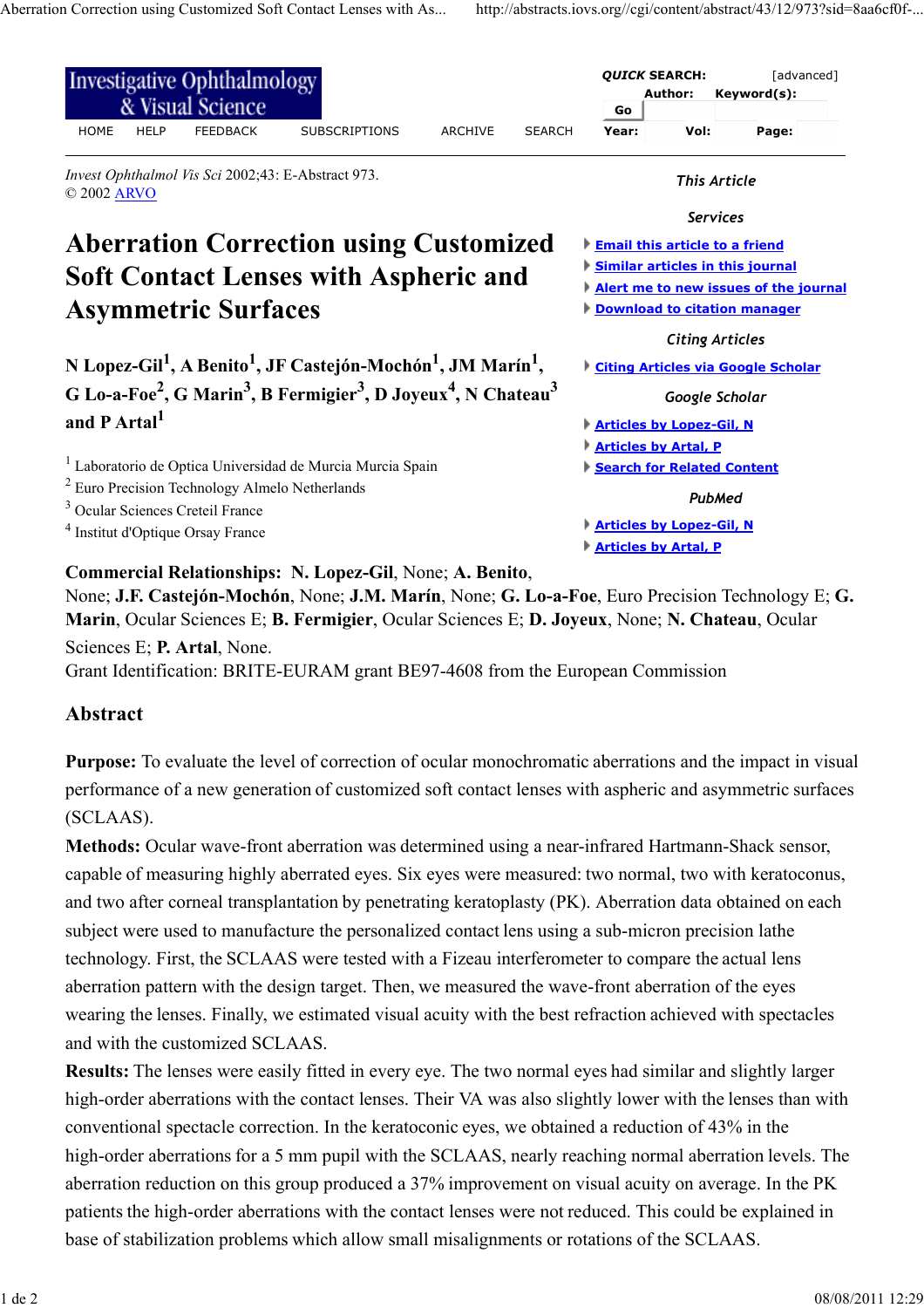*Invest Ophthalmol Vis Sci* 2002;43: E-Abstract 973.
© 2002 ARVO

# Aberration Correction using Customized Soft Contact Lenses with Aspheric and Asymmetric Surfaces

**N Lopez-Gil[1], A Benito[1], JF Castejón-Mochón[1], JM Marín[1], G Lo-a-Foe[2], G Marin[3], B Fermigier[3], D Joyeux[4], N Chateau[3] and P Artal[1]**

[1] Laboratorio de Optica Universidad de Murcia Murcia Spain
[2] Euro Precision Technology Almelo Netherlands
[3] Ocular Sciences Creteil France
[4] Institut d'Optique Orsay France

**Commercial Relationships: N. Lopez-Gil**, None; **A. Benito**, None; **J.F. Castejón-Mochón**, None; **J.M. Marín**, None; **G. Lo-a-Foe**, Euro Precision Technology E; **G. Marin**, Ocular Sciences E; **B. Fermigier**, Ocular Sciences E; **D. Joyeux**, None; **N. Chateau**, Ocular Sciences E; **P. Artal**, None.
Grant Identification: BRITE-EURAM grant BE97-4608 from the European Commission

## Abstract

**Purpose:** To evaluate the level of correction of ocular monochromatic aberrations and the impact in visual performance of a new generation of customized soft contact lenses with aspheric and asymmetric surfaces (SCLAAS).

**Methods:** Ocular wave-front aberration was determined using a near-infrared Hartmann-Shack sensor, capable of measuring highly aberrated eyes. Six eyes were measured: two normal, two with keratoconus, and two after corneal transplantation by penetrating keratoplasty (PK). Aberration data obtained on each subject were used to manufacture the personalized contact lens using a sub-micron precision lathe technology. First, the SCLAAS were tested with a Fizeau interferometer to compare the actual lens aberration pattern with the design target. Then, we measured the wave-front aberration of the eyes wearing the lenses. Finally, we estimated visual acuity with the best refraction achieved with spectacles and with the customized SCLAAS.

**Results:** The lenses were easily fitted in every eye. The two normal eyes had similar and slightly larger high-order aberrations with the contact lenses. Their VA was also slightly lower with the lenses than with conventional spectacle correction. In the keratoconic eyes, we obtained a reduction of 43% in the high-order aberrations for a 5 mm pupil with the SCLAAS, nearly reaching normal aberration levels. The aberration reduction on this group produced a 37% improvement on visual acuity on average. In the PK patients the high-order aberrations with the contact lenses were not reduced. This could be explained in base of stabilization problems which allow small misalignments or rotations of the SCLAAS.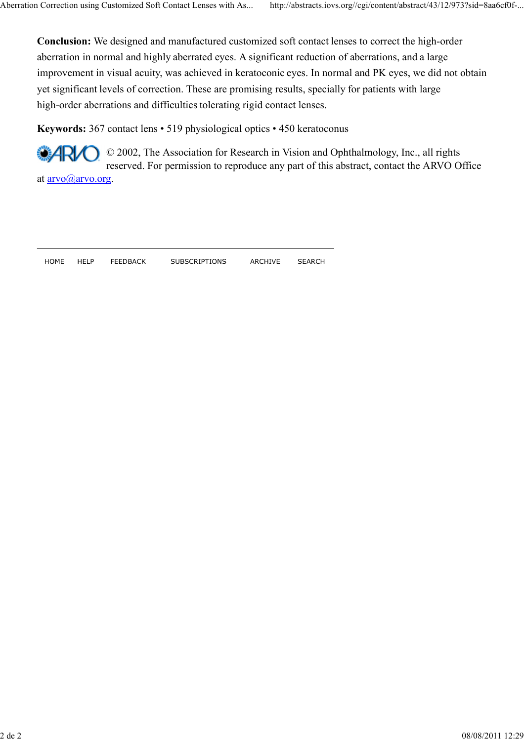**Conclusion:** We designed and manufactured customized soft contact lenses to correct the high-order aberration in normal and highly aberrated eyes. A significant reduction of aberrations, and a large improvement in visual acuity, was achieved in keratoconic eyes. In normal and PK eyes, we did not obtain yet significant levels of correction. These are promising results, specially for patients with large high-order aberrations and difficulties tolerating rigid contact lenses.

**Keywords:** 367 contact lens • 519 physiological optics • 450 keratoconus

© 2002, The Association for Research in Vision and Ophthalmology, Inc., all rights reserved. For permission to reproduce any part of this abstract, contact the ARVO Office at arvo@arvo.org.

HOME HELP FEEDBACK SUBSCRIPTIONS ARCHIVE SEARCH